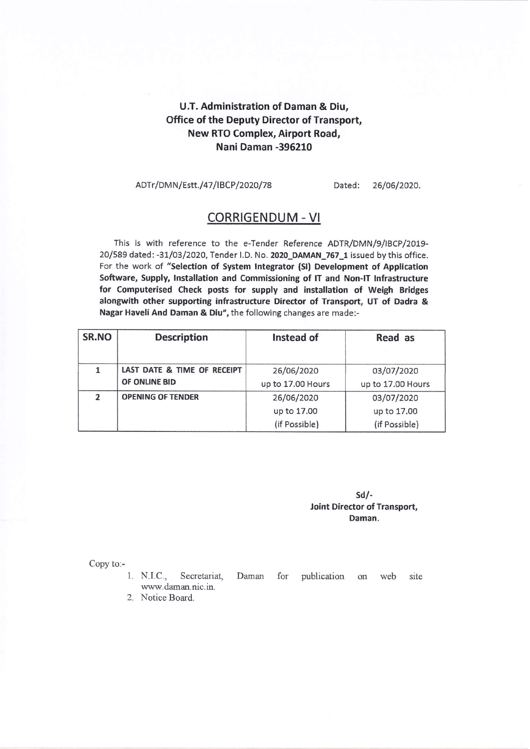**U.T. Administration of Daman & Diu,**
**Office of the Deputy Director of Transport,**
**New RTO Complex, Airport Road,**
**Nani Daman -396210**

ADTr/DMN/Estt./47/IBCP/2020/78 Dated: 26/06/2020.

## CORRIGENDUM - VI

This is with reference to the e-Tender Reference ADTR/DMN/9/IBCP/2019-20/589 dated: -31/03/2020, Tender I.D. No. **2020_DAMAN_767_1** issued by this office. For the work of **"Selection of System Integrator (SI) Development of Application Software, Supply, Installation and Commissioning of IT and Non-IT Infrastructure for Computerised Check posts for supply and installation of Weigh Bridges alongwith other supporting infrastructure Director of Transport, UT of Dadra & Nagar Haveli And Daman & Diu",** the following changes are made:-

| SR.NO | Description | Instead of | Read as |
|---|---|---|---|
| 1 | LAST DATE & TIME OF RECEIPT OF ONLINE BID | 26/06/2020 up to 17.00 Hours | 03/07/2020 up to 17.00 Hours |
| 2 | OPENING OF TENDER | 26/06/2020 up to 17.00 (if Possible) | 03/07/2020 up to 17.00 (if Possible) |

**Sd/-**
**Joint Director of Transport,**
**Daman.**

Copy to:-

1. N.I.C., Secretariat, Daman for publication on web site www.daman.nic.in.
2. Notice Board.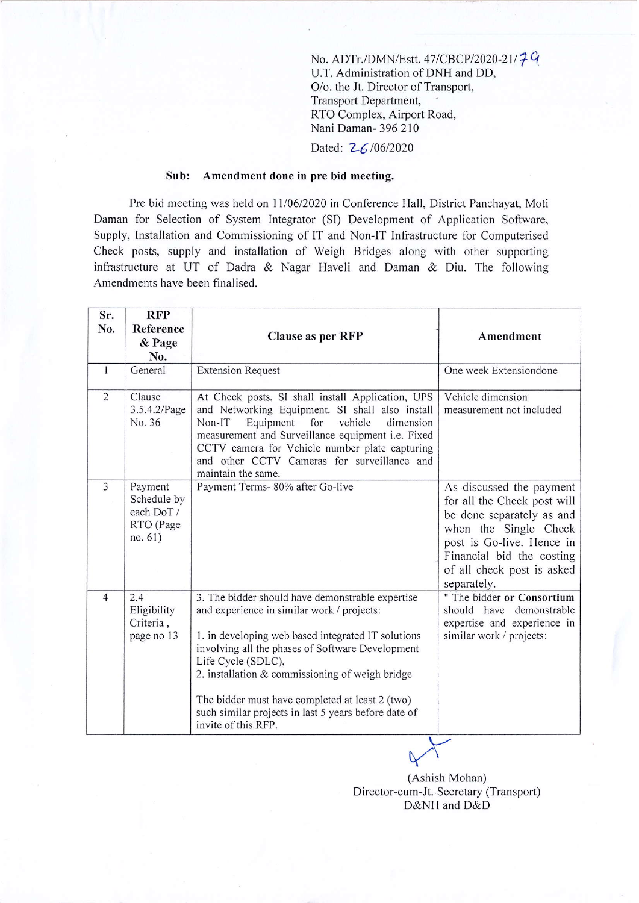No. ADTr./DMN/Estt. 47/CBCP/2020-21/79
U.T. Administration of DNH and DD,
O/o. the Jt. Director of Transport,
Transport Department,
RTO Complex, Airport Road,
Nani Daman- 396 210

Dated: 26/06/2020

**Sub: Amendment done in pre bid meeting.**

Pre bid meeting was held on 11/06/2020 in Conference Hall, District Panchayat, Moti Daman for Selection of System Integrator (SI) Development of Application Software, Supply, Installation and Commissioning of IT and Non-IT Infrastructure for Computerised Check posts, supply and installation of Weigh Bridges along with other supporting infrastructure at UT of Dadra & Nagar Haveli and Daman & Diu. The following Amendments have been finalised.

| Sr. No. | RFP Reference & Page No. | Clause as per RFP | Amendment |
|---|---|---|---|
| 1 | General | Extension Request | One week Extensiondone |
| 2 | Clause 3.5.4.2/Page No. 36 | At Check posts, SI shall install Application, UPS and Networking Equipment. SI shall also install Non-IT Equipment for vehicle dimension measurement and Surveillance equipment i.e. Fixed CCTV camera for Vehicle number plate capturing and other CCTV Cameras for surveillance and maintain the same. | Vehicle dimension measurement not included |
| 3 | Payment Schedule by each DoT / RTO (Page no. 61) | Payment Terms- 80% after Go-live | As discussed the payment for all the Check post will be done separately as and when the Single Check post is Go-live. Hence in Financial bid the costing of all check post is asked separately. |
| 4 | 2.4 Eligibility Criteria, page no 13 | 3. The bidder should have demonstrable expertise and experience in similar work / projects:<br><br>1. in developing web based integrated IT solutions involving all the phases of Software Development Life Cycle (SDLC),<br>2. installation & commissioning of weigh bridge<br><br>The bidder must have completed at least 2 (two) such similar projects in last 5 years before date of invite of this RFP. | " The bidder **or Consortium** should have demonstrable expertise and experience in similar work / projects: |

(Ashish Mohan)
Director-cum-Jt. Secretary (Transport)
D&NH and D&D